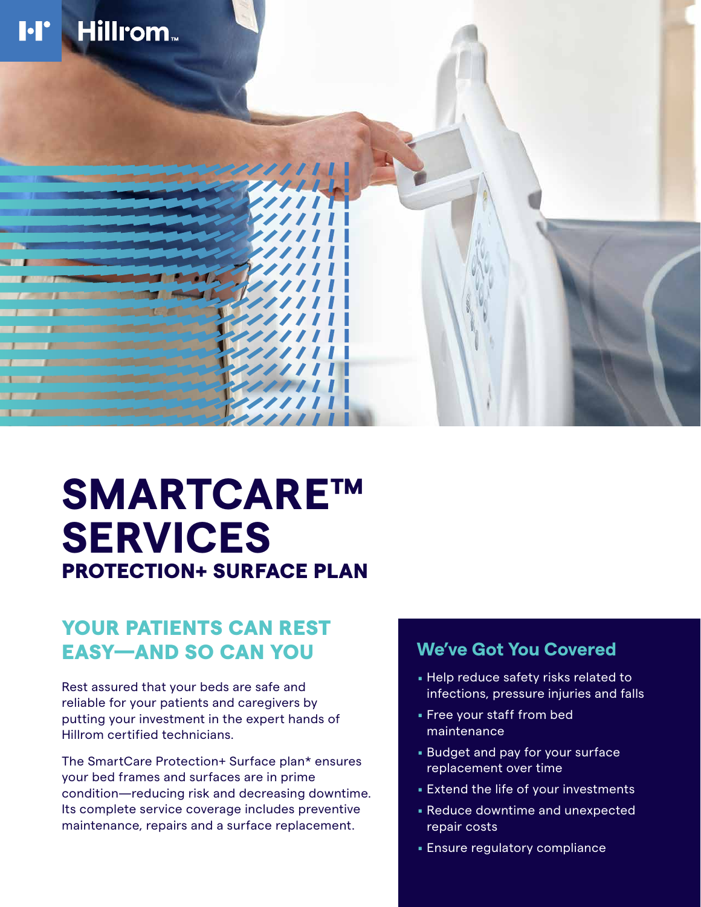# SMARTCARE™ SERVICES

## PROTECTION+ SURFACE PLAN

## YOUR PATIENTS CAN REST EASY—AND SO CAN YOU

Rest assured that your beds are safe and reliable for your patients and caregivers by putting your investment in the expert hands of Hillrom certified technicians.

The SmartCare Protection+ Surface plan* ensures your bed frames and surfaces are in prime condition—reducing risk and decreasing downtime. Its complete service coverage includes preventive maintenance, repairs and a surface replacement.

### We've Got You Covered

- Help reduce safety risks related to infections, pressure injuries and falls
- Free your staff from bed maintenance
- Budget and pay for your surface replacement over time
- Extend the life of your investments
- Reduce downtime and unexpected repair costs
- Ensure regulatory compliance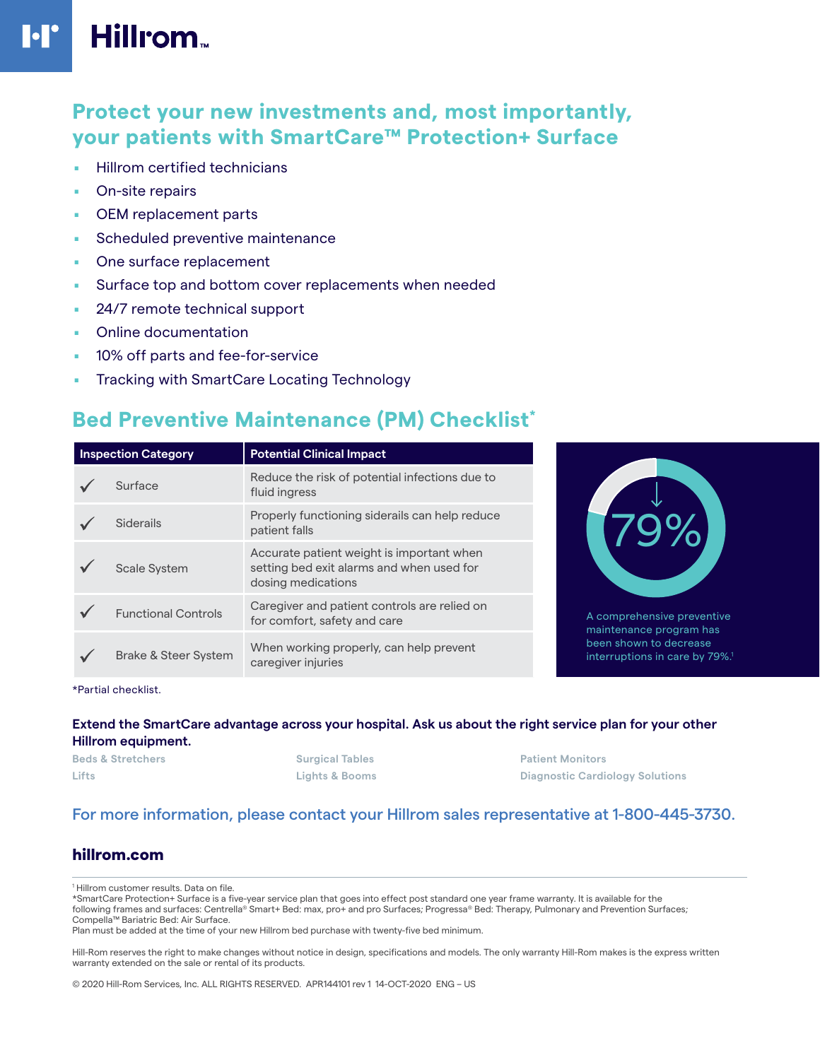Hillrom™

## Protect your new investments and, most importantly, your patients with SmartCare™ Protection+ Surface

- Hillrom certified technicians
- On-site repairs
- OEM replacement parts
- Scheduled preventive maintenance
- One surface replacement
- Surface top and bottom cover replacements when needed
- 24/7 remote technical support
- Online documentation
- 10% off parts and fee-for-service
- Tracking with SmartCare Locating Technology

## Bed Preventive Maintenance (PM) Checklist*

| Inspection Category | | Potential Clinical Impact |
|---|---|---|
| ✓ | Surface | Reduce the risk of potential infections due to fluid ingress |
| ✓ | Siderails | Properly functioning siderails can help reduce patient falls |
| ✓ | Scale System | Accurate patient weight is important when setting bed exit alarms and when used for dosing medications |
| ✓ | Functional Controls | Caregiver and patient controls are relied on for comfort, safety and care |
| ✓ | Brake & Steer System | When working properly, can help prevent caregiver injuries |

*Partial checklist.

79%

A comprehensive preventive maintenance program has been shown to decrease interruptions in care by 79%.[1]

**Extend the SmartCare advantage across your hospital. Ask us about the right service plan for your other Hillrom equipment.**

Beds & Stretchers
Lifts
Surgical Tables
Lights & Booms
Patient Monitors
Diagnostic Cardiology Solutions

For more information, please contact your Hillrom sales representative at 1-800-445-3730.

**hillrom.com**

[1] Hillrom customer results. Data on file.
*SmartCare Protection+ Surface is a five-year service plan that goes into effect post standard one year frame warranty. It is available for the following frames and surfaces: Centrella® Smart+ Bed: max, pro+ and pro Surfaces; Progressa® Bed: Therapy, Pulmonary and Prevention Surfaces; Compella™ Bariatric Bed: Air Surface.
Plan must be added at the time of your new Hillrom bed purchase with twenty-five bed minimum.

Hill-Rom reserves the right to make changes without notice in design, specifications and models. The only warranty Hill-Rom makes is the express written warranty extended on the sale or rental of its products.

© 2020 Hill-Rom Services, Inc. ALL RIGHTS RESERVED. APR144101 rev 1 14-OCT-2020 ENG – US